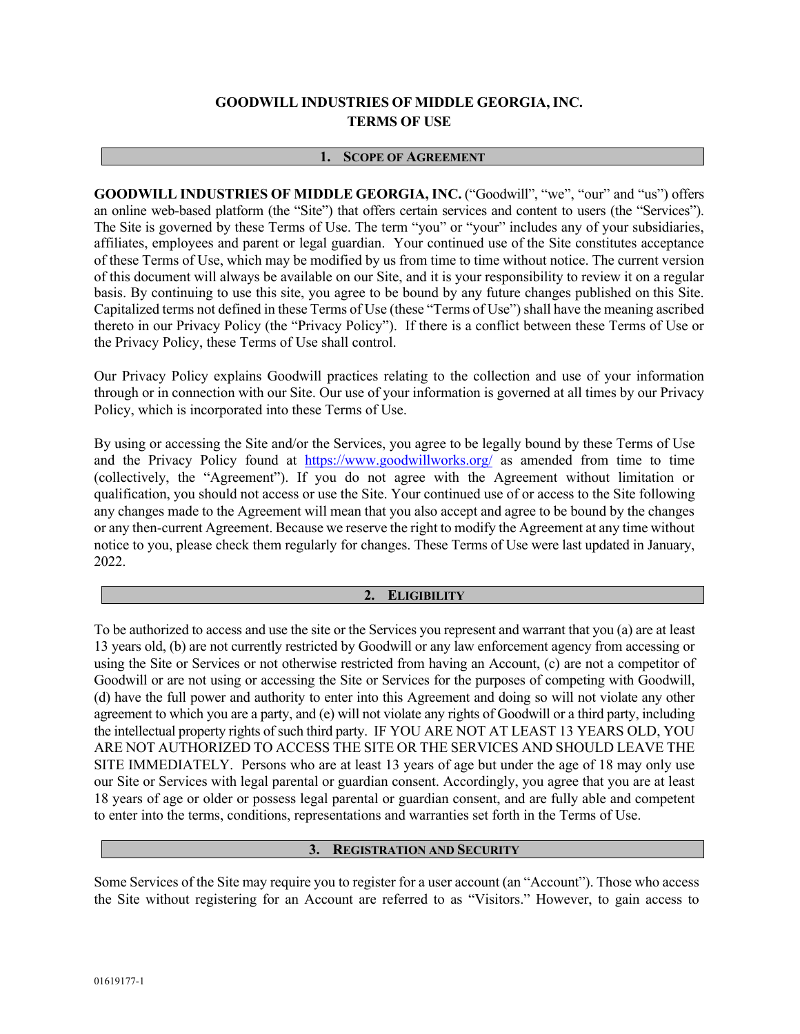# GOODWILL INDUSTRIES OF MIDDLE GEORGIA, INC.
# TERMS OF USE

## 1. SCOPE OF AGREEMENT

**GOODWILL INDUSTRIES OF MIDDLE GEORGIA, INC.** ("Goodwill", "we", "our" and "us") offers an online web-based platform (the "Site") that offers certain services and content to users (the "Services"). The Site is governed by these Terms of Use. The term "you" or "your" includes any of your subsidiaries, affiliates, employees and parent or legal guardian. Your continued use of the Site constitutes acceptance of these Terms of Use, which may be modified by us from time to time without notice. The current version of this document will always be available on our Site, and it is your responsibility to review it on a regular basis. By continuing to use this site, you agree to be bound by any future changes published on this Site. Capitalized terms not defined in these Terms of Use (these "Terms of Use") shall have the meaning ascribed thereto in our Privacy Policy (the "Privacy Policy"). If there is a conflict between these Terms of Use or the Privacy Policy, these Terms of Use shall control.

Our Privacy Policy explains Goodwill practices relating to the collection and use of your information through or in connection with our Site. Our use of your information is governed at all times by our Privacy Policy, which is incorporated into these Terms of Use.

By using or accessing the Site and/or the Services, you agree to be legally bound by these Terms of Use and the Privacy Policy found at https://www.goodwillworks.org/ as amended from time to time (collectively, the "Agreement"). If you do not agree with the Agreement without limitation or qualification, you should not access or use the Site. Your continued use of or access to the Site following any changes made to the Agreement will mean that you also accept and agree to be bound by the changes or any then-current Agreement. Because we reserve the right to modify the Agreement at any time without notice to you, please check them regularly for changes. These Terms of Use were last updated in January, 2022.

## 2. ELIGIBILITY

To be authorized to access and use the site or the Services you represent and warrant that you (a) are at least 13 years old, (b) are not currently restricted by Goodwill or any law enforcement agency from accessing or using the Site or Services or not otherwise restricted from having an Account, (c) are not a competitor of Goodwill or are not using or accessing the Site or Services for the purposes of competing with Goodwill, (d) have the full power and authority to enter into this Agreement and doing so will not violate any other agreement to which you are a party, and (e) will not violate any rights of Goodwill or a third party, including the intellectual property rights of such third party. IF YOU ARE NOT AT LEAST 13 YEARS OLD, YOU ARE NOT AUTHORIZED TO ACCESS THE SITE OR THE SERVICES AND SHOULD LEAVE THE SITE IMMEDIATELY. Persons who are at least 13 years of age but under the age of 18 may only use our Site or Services with legal parental or guardian consent. Accordingly, you agree that you are at least 18 years of age or older or possess legal parental or guardian consent, and are fully able and competent to enter into the terms, conditions, representations and warranties set forth in the Terms of Use.

## 3. REGISTRATION AND SECURITY

Some Services of the Site may require you to register for a user account (an "Account"). Those who access the Site without registering for an Account are referred to as "Visitors." However, to gain access to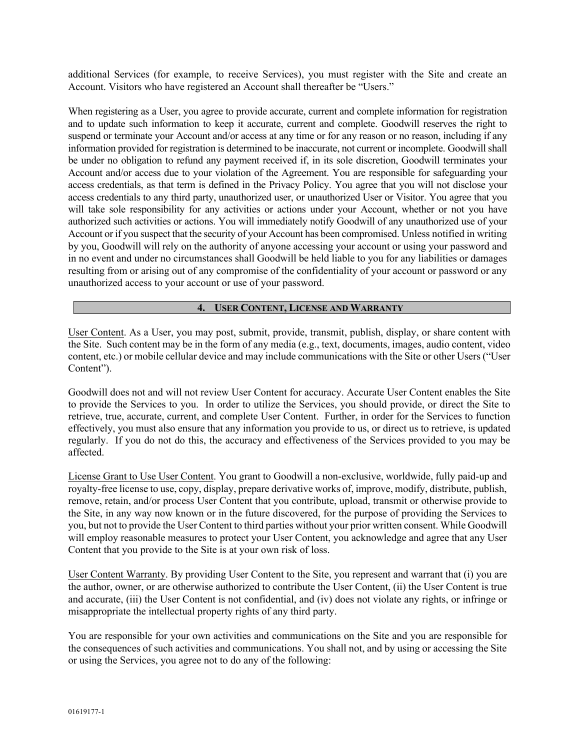additional Services (for example, to receive Services), you must register with the Site and create an Account. Visitors who have registered an Account shall thereafter be "Users."

When registering as a User, you agree to provide accurate, current and complete information for registration and to update such information to keep it accurate, current and complete. Goodwill reserves the right to suspend or terminate your Account and/or access at any time or for any reason or no reason, including if any information provided for registration is determined to be inaccurate, not current or incomplete. Goodwill shall be under no obligation to refund any payment received if, in its sole discretion, Goodwill terminates your Account and/or access due to your violation of the Agreement. You are responsible for safeguarding your access credentials, as that term is defined in the Privacy Policy. You agree that you will not disclose your access credentials to any third party, unauthorized user, or unauthorized User or Visitor. You agree that you will take sole responsibility for any activities or actions under your Account, whether or not you have authorized such activities or actions. You will immediately notify Goodwill of any unauthorized use of your Account or if you suspect that the security of your Account has been compromised. Unless notified in writing by you, Goodwill will rely on the authority of anyone accessing your account or using your password and in no event and under no circumstances shall Goodwill be held liable to you for any liabilities or damages resulting from or arising out of any compromise of the confidentiality of your account or password or any unauthorized access to your account or use of your password.

## 4. USER CONTENT, LICENSE AND WARRANTY

User Content. As a User, you may post, submit, provide, transmit, publish, display, or share content with the Site. Such content may be in the form of any media (e.g., text, documents, images, audio content, video content, etc.) or mobile cellular device and may include communications with the Site or other Users ("User Content").

Goodwill does not and will not review User Content for accuracy. Accurate User Content enables the Site to provide the Services to you. In order to utilize the Services, you should provide, or direct the Site to retrieve, true, accurate, current, and complete User Content. Further, in order for the Services to function effectively, you must also ensure that any information you provide to us, or direct us to retrieve, is updated regularly. If you do not do this, the accuracy and effectiveness of the Services provided to you may be affected.

License Grant to Use User Content. You grant to Goodwill a non-exclusive, worldwide, fully paid-up and royalty-free license to use, copy, display, prepare derivative works of, improve, modify, distribute, publish, remove, retain, and/or process User Content that you contribute, upload, transmit or otherwise provide to the Site, in any way now known or in the future discovered, for the purpose of providing the Services to you, but not to provide the User Content to third parties without your prior written consent. While Goodwill will employ reasonable measures to protect your User Content, you acknowledge and agree that any User Content that you provide to the Site is at your own risk of loss.

User Content Warranty. By providing User Content to the Site, you represent and warrant that (i) you are the author, owner, or are otherwise authorized to contribute the User Content, (ii) the User Content is true and accurate, (iii) the User Content is not confidential, and (iv) does not violate any rights, or infringe or misappropriate the intellectual property rights of any third party.

You are responsible for your own activities and communications on the Site and you are responsible for the consequences of such activities and communications. You shall not, and by using or accessing the Site or using the Services, you agree not to do any of the following: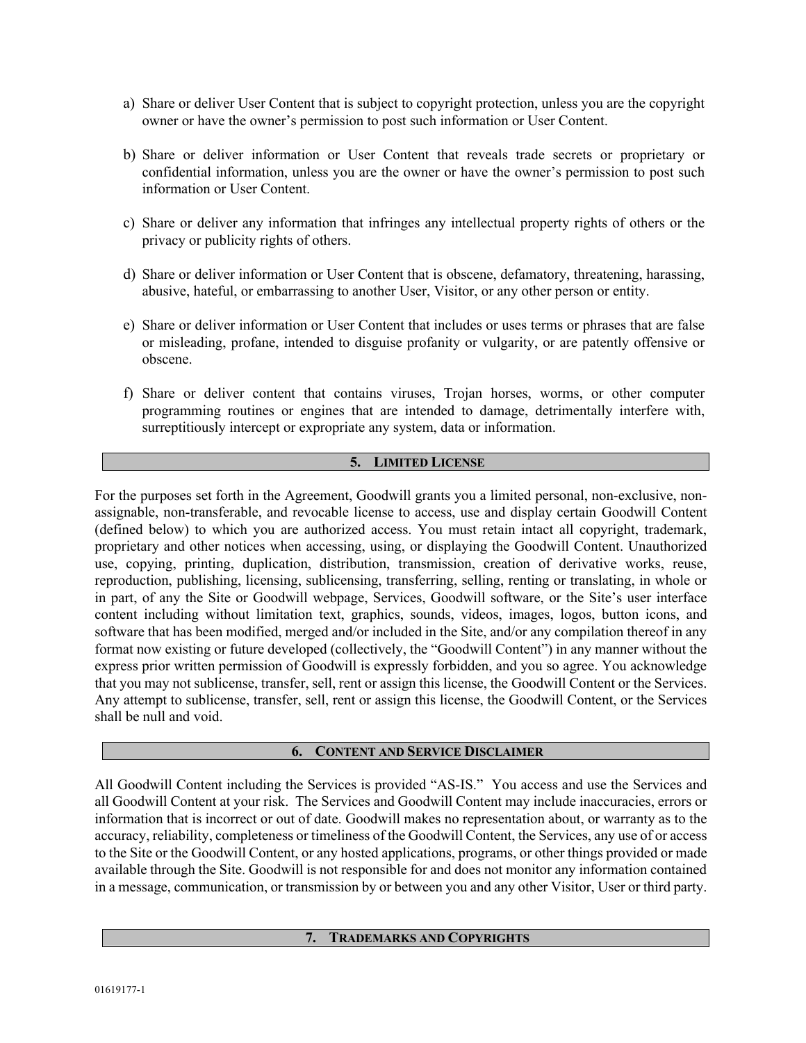a) Share or deliver User Content that is subject to copyright protection, unless you are the copyright owner or have the owner's permission to post such information or User Content.

b) Share or deliver information or User Content that reveals trade secrets or proprietary or confidential information, unless you are the owner or have the owner's permission to post such information or User Content.

c) Share or deliver any information that infringes any intellectual property rights of others or the privacy or publicity rights of others.

d) Share or deliver information or User Content that is obscene, defamatory, threatening, harassing, abusive, hateful, or embarrassing to another User, Visitor, or any other person or entity.

e) Share or deliver information or User Content that includes or uses terms or phrases that are false or misleading, profane, intended to disguise profanity or vulgarity, or are patently offensive or obscene.

f) Share or deliver content that contains viruses, Trojan horses, worms, or other computer programming routines or engines that are intended to damage, detrimentally interfere with, surreptitiously intercept or expropriate any system, data or information.

## 5. LIMITED LICENSE

For the purposes set forth in the Agreement, Goodwill grants you a limited personal, non-exclusive, non-assignable, non-transferable, and revocable license to access, use and display certain Goodwill Content (defined below) to which you are authorized access. You must retain intact all copyright, trademark, proprietary and other notices when accessing, using, or displaying the Goodwill Content. Unauthorized use, copying, printing, duplication, distribution, transmission, creation of derivative works, reuse, reproduction, publishing, licensing, sublicensing, transferring, selling, renting or translating, in whole or in part, of any the Site or Goodwill webpage, Services, Goodwill software, or the Site's user interface content including without limitation text, graphics, sounds, videos, images, logos, button icons, and software that has been modified, merged and/or included in the Site, and/or any compilation thereof in any format now existing or future developed (collectively, the "Goodwill Content") in any manner without the express prior written permission of Goodwill is expressly forbidden, and you so agree. You acknowledge that you may not sublicense, transfer, sell, rent or assign this license, the Goodwill Content or the Services. Any attempt to sublicense, transfer, sell, rent or assign this license, the Goodwill Content, or the Services shall be null and void.

## 6. CONTENT AND SERVICE DISCLAIMER

All Goodwill Content including the Services is provided "AS-IS." You access and use the Services and all Goodwill Content at your risk. The Services and Goodwill Content may include inaccuracies, errors or information that is incorrect or out of date. Goodwill makes no representation about, or warranty as to the accuracy, reliability, completeness or timeliness of the Goodwill Content, the Services, any use of or access to the Site or the Goodwill Content, or any hosted applications, programs, or other things provided or made available through the Site. Goodwill is not responsible for and does not monitor any information contained in a message, communication, or transmission by or between you and any other Visitor, User or third party.

## 7. TRADEMARKS AND COPYRIGHTS

01619177-1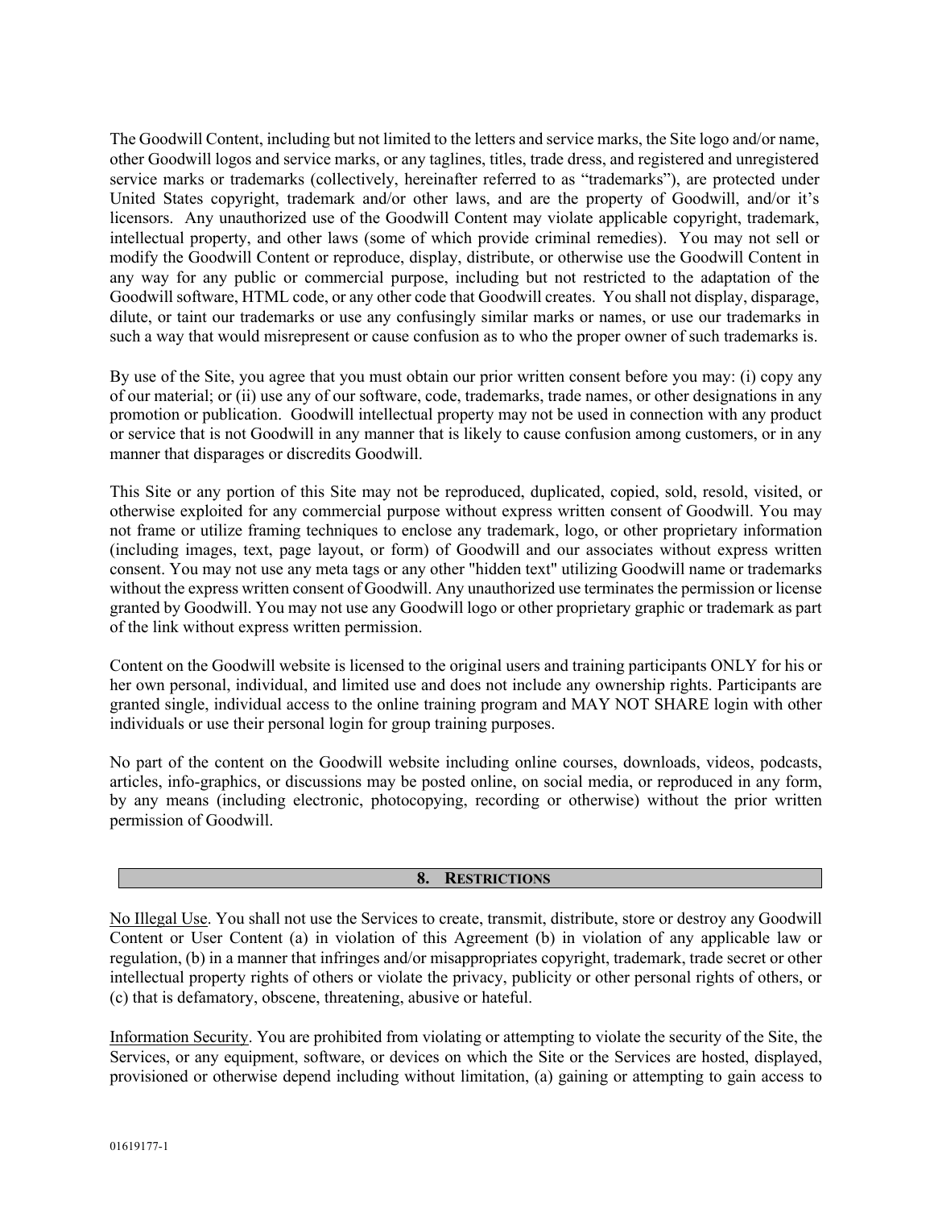The Goodwill Content, including but not limited to the letters and service marks, the Site logo and/or name, other Goodwill logos and service marks, or any taglines, titles, trade dress, and registered and unregistered service marks or trademarks (collectively, hereinafter referred to as "trademarks"), are protected under United States copyright, trademark and/or other laws, and are the property of Goodwill, and/or it's licensors. Any unauthorized use of the Goodwill Content may violate applicable copyright, trademark, intellectual property, and other laws (some of which provide criminal remedies). You may not sell or modify the Goodwill Content or reproduce, display, distribute, or otherwise use the Goodwill Content in any way for any public or commercial purpose, including but not restricted to the adaptation of the Goodwill software, HTML code, or any other code that Goodwill creates. You shall not display, disparage, dilute, or taint our trademarks or use any confusingly similar marks or names, or use our trademarks in such a way that would misrepresent or cause confusion as to who the proper owner of such trademarks is.

By use of the Site, you agree that you must obtain our prior written consent before you may: (i) copy any of our material; or (ii) use any of our software, code, trademarks, trade names, or other designations in any promotion or publication. Goodwill intellectual property may not be used in connection with any product or service that is not Goodwill in any manner that is likely to cause confusion among customers, or in any manner that disparages or discredits Goodwill.

This Site or any portion of this Site may not be reproduced, duplicated, copied, sold, resold, visited, or otherwise exploited for any commercial purpose without express written consent of Goodwill. You may not frame or utilize framing techniques to enclose any trademark, logo, or other proprietary information (including images, text, page layout, or form) of Goodwill and our associates without express written consent. You may not use any meta tags or any other "hidden text" utilizing Goodwill name or trademarks without the express written consent of Goodwill. Any unauthorized use terminates the permission or license granted by Goodwill. You may not use any Goodwill logo or other proprietary graphic or trademark as part of the link without express written permission.

Content on the Goodwill website is licensed to the original users and training participants ONLY for his or her own personal, individual, and limited use and does not include any ownership rights. Participants are granted single, individual access to the online training program and MAY NOT SHARE login with other individuals or use their personal login for group training purposes.

No part of the content on the Goodwill website including online courses, downloads, videos, podcasts, articles, info-graphics, or discussions may be posted online, on social media, or reproduced in any form, by any means (including electronic, photocopying, recording or otherwise) without the prior written permission of Goodwill.

## 8. RESTRICTIONS

No Illegal Use. You shall not use the Services to create, transmit, distribute, store or destroy any Goodwill Content or User Content (a) in violation of this Agreement (b) in violation of any applicable law or regulation, (b) in a manner that infringes and/or misappropriates copyright, trademark, trade secret or other intellectual property rights of others or violate the privacy, publicity or other personal rights of others, or (c) that is defamatory, obscene, threatening, abusive or hateful.

Information Security. You are prohibited from violating or attempting to violate the security of the Site, the Services, or any equipment, software, or devices on which the Site or the Services are hosted, displayed, provisioned or otherwise depend including without limitation, (a) gaining or attempting to gain access to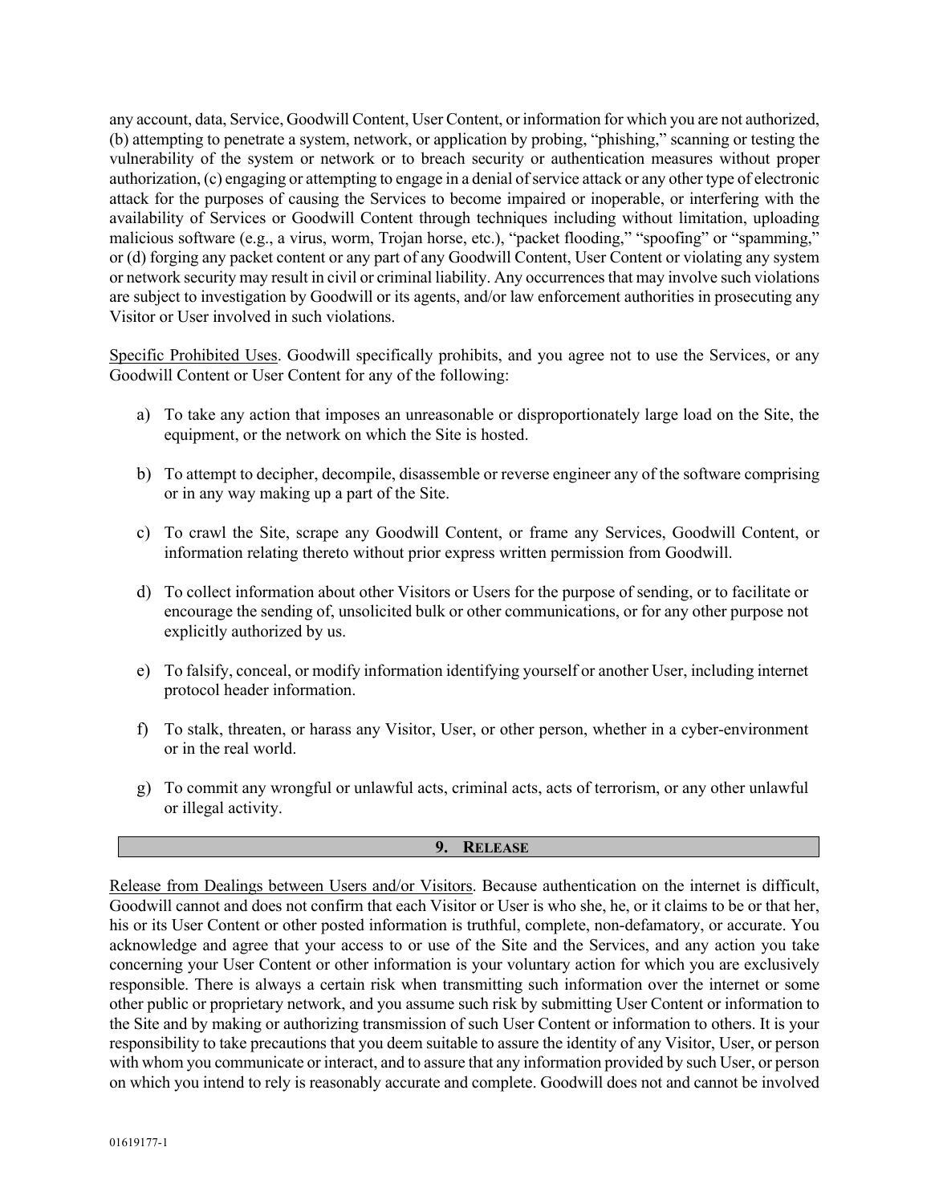any account, data, Service, Goodwill Content, User Content, or information for which you are not authorized, (b) attempting to penetrate a system, network, or application by probing, "phishing," scanning or testing the vulnerability of the system or network or to breach security or authentication measures without proper authorization, (c) engaging or attempting to engage in a denial of service attack or any other type of electronic attack for the purposes of causing the Services to become impaired or inoperable, or interfering with the availability of Services or Goodwill Content through techniques including without limitation, uploading malicious software (e.g., a virus, worm, Trojan horse, etc.), "packet flooding," "spoofing" or "spamming," or (d) forging any packet content or any part of any Goodwill Content, User Content or violating any system or network security may result in civil or criminal liability. Any occurrences that may involve such violations are subject to investigation by Goodwill or its agents, and/or law enforcement authorities in prosecuting any Visitor or User involved in such violations.

Specific Prohibited Uses. Goodwill specifically prohibits, and you agree not to use the Services, or any Goodwill Content or User Content for any of the following:

a) To take any action that imposes an unreasonable or disproportionately large load on the Site, the equipment, or the network on which the Site is hosted.

b) To attempt to decipher, decompile, disassemble or reverse engineer any of the software comprising or in any way making up a part of the Site.

c) To crawl the Site, scrape any Goodwill Content, or frame any Services, Goodwill Content, or information relating thereto without prior express written permission from Goodwill.

d) To collect information about other Visitors or Users for the purpose of sending, or to facilitate or encourage the sending of, unsolicited bulk or other communications, or for any other purpose not explicitly authorized by us.

e) To falsify, conceal, or modify information identifying yourself or another User, including internet protocol header information.

f) To stalk, threaten, or harass any Visitor, User, or other person, whether in a cyber-environment or in the real world.

g) To commit any wrongful or unlawful acts, criminal acts, acts of terrorism, or any other unlawful or illegal activity.

## 9. RELEASE

Release from Dealings between Users and/or Visitors. Because authentication on the internet is difficult, Goodwill cannot and does not confirm that each Visitor or User is who she, he, or it claims to be or that her, his or its User Content or other posted information is truthful, complete, non-defamatory, or accurate. You acknowledge and agree that your access to or use of the Site and the Services, and any action you take concerning your User Content or other information is your voluntary action for which you are exclusively responsible. There is always a certain risk when transmitting such information over the internet or some other public or proprietary network, and you assume such risk by submitting User Content or information to the Site and by making or authorizing transmission of such User Content or information to others. It is your responsibility to take precautions that you deem suitable to assure the identity of any Visitor, User, or person with whom you communicate or interact, and to assure that any information provided by such User, or person on which you intend to rely is reasonably accurate and complete. Goodwill does not and cannot be involved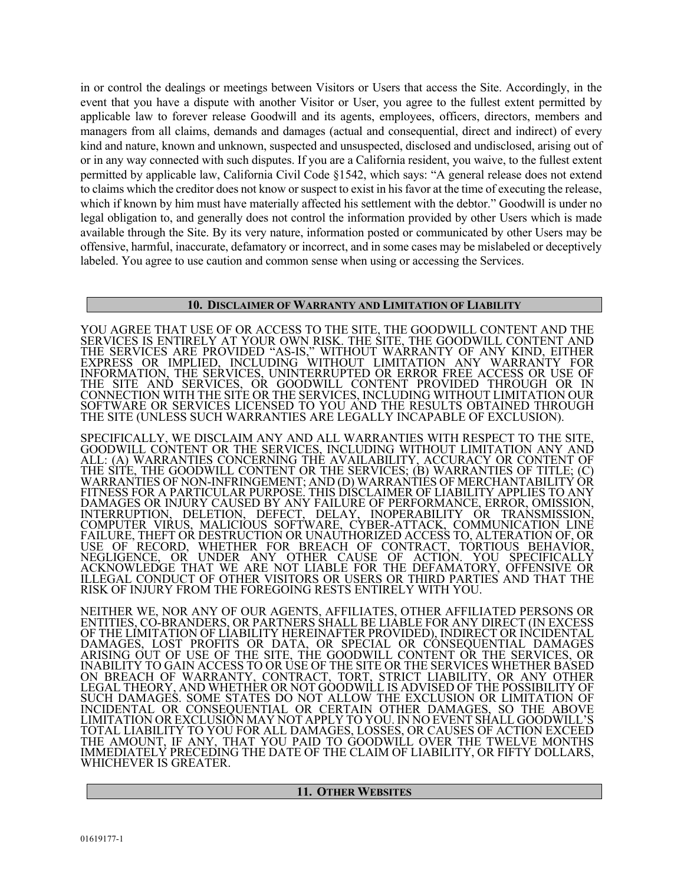in or control the dealings or meetings between Visitors or Users that access the Site. Accordingly, in the event that you have a dispute with another Visitor or User, you agree to the fullest extent permitted by applicable law to forever release Goodwill and its agents, employees, officers, directors, members and managers from all claims, demands and damages (actual and consequential, direct and indirect) of every kind and nature, known and unknown, suspected and unsuspected, disclosed and undisclosed, arising out of or in any way connected with such disputes. If you are a California resident, you waive, to the fullest extent permitted by applicable law, California Civil Code §1542, which says: "A general release does not extend to claims which the creditor does not know or suspect to exist in his favor at the time of executing the release, which if known by him must have materially affected his settlement with the debtor." Goodwill is under no legal obligation to, and generally does not control the information provided by other Users which is made available through the Site. By its very nature, information posted or communicated by other Users may be offensive, harmful, inaccurate, defamatory or incorrect, and in some cases may be mislabeled or deceptively labeled. You agree to use caution and common sense when using or accessing the Services.

## 10. DISCLAIMER OF WARRANTY AND LIMITATION OF LIABILITY

YOU AGREE THAT USE OF OR ACCESS TO THE SITE, THE GOODWILL CONTENT AND THE SERVICES IS ENTIRELY AT YOUR OWN RISK. THE SITE, THE GOODWILL CONTENT AND THE SERVICES ARE PROVIDED "AS-IS," WITHOUT WARRANTY OF ANY KIND, EITHER EXPRESS OR IMPLIED, INCLUDING WITHOUT LIMITATION ANY WARRANTY FOR INFORMATION, THE SERVICES, UNINTERRUPTED OR ERROR FREE ACCESS OR USE OF THE SITE AND SERVICES, OR GOODWILL CONTENT PROVIDED THROUGH OR IN CONNECTION WITH THE SITE OR THE SERVICES, INCLUDING WITHOUT LIMITATION OUR SOFTWARE OR SERVICES LICENSED TO YOU AND THE RESULTS OBTAINED THROUGH THE SITE (UNLESS SUCH WARRANTIES ARE LEGALLY INCAPABLE OF EXCLUSION).

SPECIFICALLY, WE DISCLAIM ANY AND ALL WARRANTIES WITH RESPECT TO THE SITE, GOODWILL CONTENT OR THE SERVICES, INCLUDING WITHOUT LIMITATION ANY AND ALL: (A) WARRANTIES CONCERNING THE AVAILABILITY, ACCURACY OR CONTENT OF THE SITE, THE GOODWILL CONTENT OR THE SERVICES; (B) WARRANTIES OF TITLE; (C) WARRANTIES OF NON-INFRINGEMENT; AND (D) WARRANTIES OF MERCHANTABILITY OR FITNESS FOR A PARTICULAR PURPOSE. THIS DISCLAIMER OF LIABILITY APPLIES TO ANY DAMAGES OR INJURY CAUSED BY ANY FAILURE OF PERFORMANCE, ERROR, OMISSION, INTERRUPTION, DELETION, DEFECT, DELAY, INOPERABILITY OR TRANSMISSION, COMPUTER VIRUS, MALICIOUS SOFTWARE, CYBER-ATTACK, COMMUNICATION LINE FAILURE, THEFT OR DESTRUCTION OR UNAUTHORIZED ACCESS TO, ALTERATION OF, OR USE OF RECORD, WHETHER FOR BREACH OF CONTRACT, TORTIOUS BEHAVIOR, NEGLIGENCE, OR UNDER ANY OTHER CAUSE OF ACTION. YOU SPECIFICALLY ACKNOWLEDGE THAT WE ARE NOT LIABLE FOR THE DEFAMATORY, OFFENSIVE OR ILLEGAL CONDUCT OF OTHER VISITORS OR USERS OR THIRD PARTIES AND THAT THE RISK OF INJURY FROM THE FOREGOING RESTS ENTIRELY WITH YOU.

NEITHER WE, NOR ANY OF OUR AGENTS, AFFILIATES, OTHER AFFILIATED PERSONS OR ENTITIES, CO-BRANDERS, OR PARTNERS SHALL BE LIABLE FOR ANY DIRECT (IN EXCESS OF THE LIMITATION OF LIABILITY HEREINAFTER PROVIDED), INDIRECT OR INCIDENTAL DAMAGES, LOST PROFITS OR DATA, OR SPECIAL OR CONSEQUENTIAL DAMAGES ARISING OUT OF USE OF THE SITE, THE GOODWILL CONTENT OR THE SERVICES, OR INABILITY TO GAIN ACCESS TO OR USE OF THE SITE OR THE SERVICES WHETHER BASED ON BREACH OF WARRANTY, CONTRACT, TORT, STRICT LIABILITY, OR ANY OTHER LEGAL THEORY, AND WHETHER OR NOT GOODWILL IS ADVISED OF THE POSSIBILITY OF SUCH DAMAGES. SOME STATES DO NOT ALLOW THE EXCLUSION OR LIMITATION OF INCIDENTAL OR CONSEQUENTIAL OR CERTAIN OTHER DAMAGES, SO THE ABOVE LIMITATION OR EXCLUSION MAY NOT APPLY TO YOU. IN NO EVENT SHALL GOODWILL'S TOTAL LIABILITY TO YOU FOR ALL DAMAGES, LOSSES, OR CAUSES OF ACTION EXCEED THE AMOUNT, IF ANY, THAT YOU PAID TO GOODWILL OVER THE TWELVE MONTHS IMMEDIATELY PRECEDING THE DATE OF THE CLAIM OF LIABILITY, OR FIFTY DOLLARS, WHICHEVER IS GREATER.

## 11. OTHER WEBSITES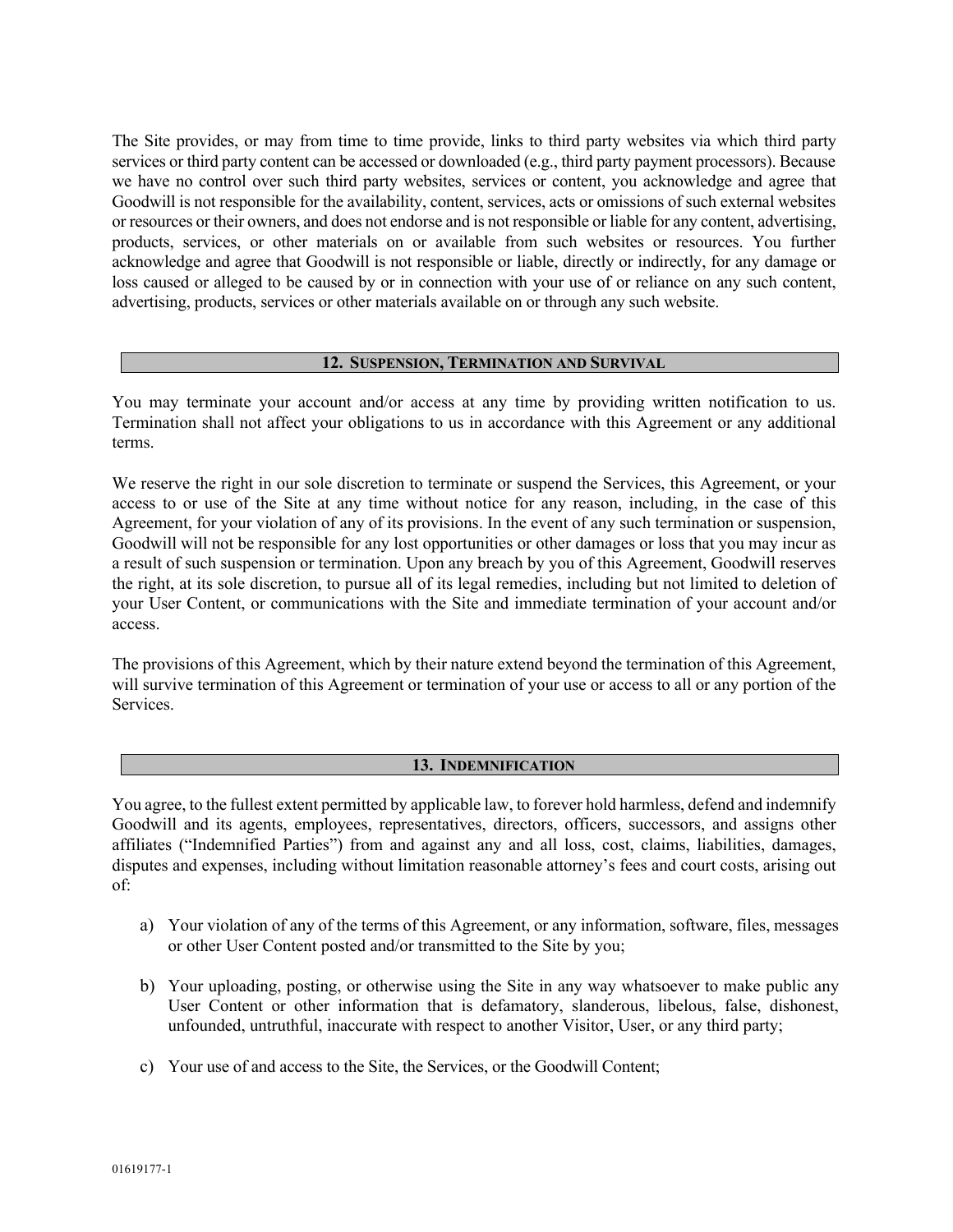The Site provides, or may from time to time provide, links to third party websites via which third party services or third party content can be accessed or downloaded (e.g., third party payment processors). Because we have no control over such third party websites, services or content, you acknowledge and agree that Goodwill is not responsible for the availability, content, services, acts or omissions of such external websites or resources or their owners, and does not endorse and is not responsible or liable for any content, advertising, products, services, or other materials on or available from such websites or resources. You further acknowledge and agree that Goodwill is not responsible or liable, directly or indirectly, for any damage or loss caused or alleged to be caused by or in connection with your use of or reliance on any such content, advertising, products, services or other materials available on or through any such website.

## 12. Suspension, Termination and Survival

You may terminate your account and/or access at any time by providing written notification to us. Termination shall not affect your obligations to us in accordance with this Agreement or any additional terms.

We reserve the right in our sole discretion to terminate or suspend the Services, this Agreement, or your access to or use of the Site at any time without notice for any reason, including, in the case of this Agreement, for your violation of any of its provisions. In the event of any such termination or suspension, Goodwill will not be responsible for any lost opportunities or other damages or loss that you may incur as a result of such suspension or termination. Upon any breach by you of this Agreement, Goodwill reserves the right, at its sole discretion, to pursue all of its legal remedies, including but not limited to deletion of your User Content, or communications with the Site and immediate termination of your account and/or access.

The provisions of this Agreement, which by their nature extend beyond the termination of this Agreement, will survive termination of this Agreement or termination of your use or access to all or any portion of the Services.

## 13. Indemnification

You agree, to the fullest extent permitted by applicable law, to forever hold harmless, defend and indemnify Goodwill and its agents, employees, representatives, directors, officers, successors, and assigns other affiliates ("Indemnified Parties") from and against any and all loss, cost, claims, liabilities, damages, disputes and expenses, including without limitation reasonable attorney's fees and court costs, arising out of:

a) Your violation of any of the terms of this Agreement, or any information, software, files, messages or other User Content posted and/or transmitted to the Site by you;

b) Your uploading, posting, or otherwise using the Site in any way whatsoever to make public any User Content or other information that is defamatory, slanderous, libelous, false, dishonest, unfounded, untruthful, inaccurate with respect to another Visitor, User, or any third party;

c) Your use of and access to the Site, the Services, or the Goodwill Content;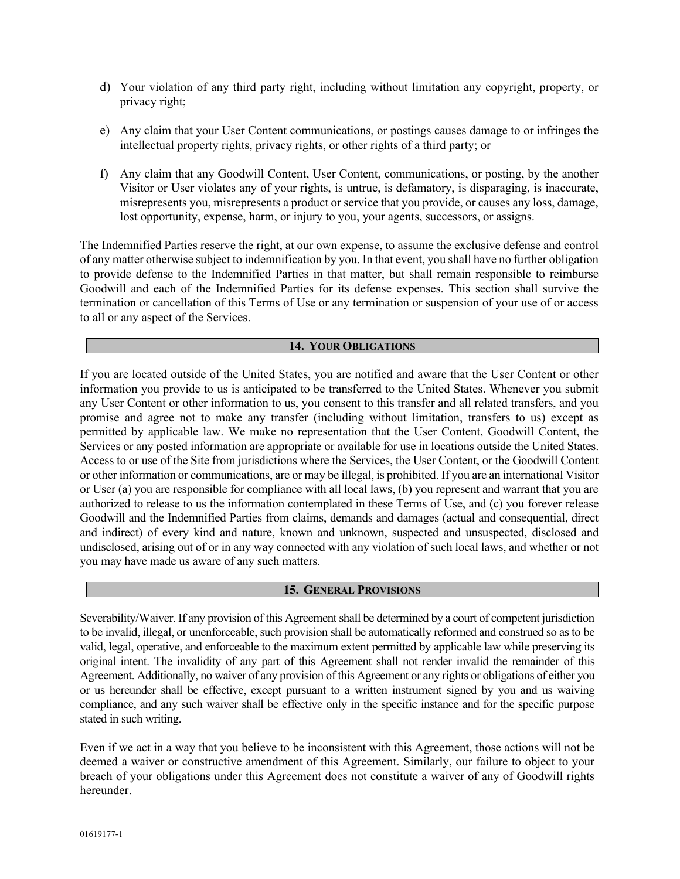d) Your violation of any third party right, including without limitation any copyright, property, or privacy right;

e) Any claim that your User Content communications, or postings causes damage to or infringes the intellectual property rights, privacy rights, or other rights of a third party; or

f) Any claim that any Goodwill Content, User Content, communications, or posting, by the another Visitor or User violates any of your rights, is untrue, is defamatory, is disparaging, is inaccurate, misrepresents you, misrepresents a product or service that you provide, or causes any loss, damage, lost opportunity, expense, harm, or injury to you, your agents, successors, or assigns.

The Indemnified Parties reserve the right, at our own expense, to assume the exclusive defense and control of any matter otherwise subject to indemnification by you. In that event, you shall have no further obligation to provide defense to the Indemnified Parties in that matter, but shall remain responsible to reimburse Goodwill and each of the Indemnified Parties for its defense expenses. This section shall survive the termination or cancellation of this Terms of Use or any termination or suspension of your use of or access to all or any aspect of the Services.

## 14. YOUR OBLIGATIONS

If you are located outside of the United States, you are notified and aware that the User Content or other information you provide to us is anticipated to be transferred to the United States. Whenever you submit any User Content or other information to us, you consent to this transfer and all related transfers, and you promise and agree not to make any transfer (including without limitation, transfers to us) except as permitted by applicable law. We make no representation that the User Content, Goodwill Content, the Services or any posted information are appropriate or available for use in locations outside the United States. Access to or use of the Site from jurisdictions where the Services, the User Content, or the Goodwill Content or other information or communications, are or may be illegal, is prohibited. If you are an international Visitor or User (a) you are responsible for compliance with all local laws, (b) you represent and warrant that you are authorized to release to us the information contemplated in these Terms of Use, and (c) you forever release Goodwill and the Indemnified Parties from claims, demands and damages (actual and consequential, direct and indirect) of every kind and nature, known and unknown, suspected and unsuspected, disclosed and undisclosed, arising out of or in any way connected with any violation of such local laws, and whether or not you may have made us aware of any such matters.

## 15. GENERAL PROVISIONS

Severability/Waiver. If any provision of this Agreement shall be determined by a court of competent jurisdiction to be invalid, illegal, or unenforceable, such provision shall be automatically reformed and construed so as to be valid, legal, operative, and enforceable to the maximum extent permitted by applicable law while preserving its original intent. The invalidity of any part of this Agreement shall not render invalid the remainder of this Agreement. Additionally, no waiver of any provision of this Agreement or any rights or obligations of either you or us hereunder shall be effective, except pursuant to a written instrument signed by you and us waiving compliance, and any such waiver shall be effective only in the specific instance and for the specific purpose stated in such writing.

Even if we act in a way that you believe to be inconsistent with this Agreement, those actions will not be deemed a waiver or constructive amendment of this Agreement. Similarly, our failure to object to your breach of your obligations under this Agreement does not constitute a waiver of any of Goodwill rights hereunder.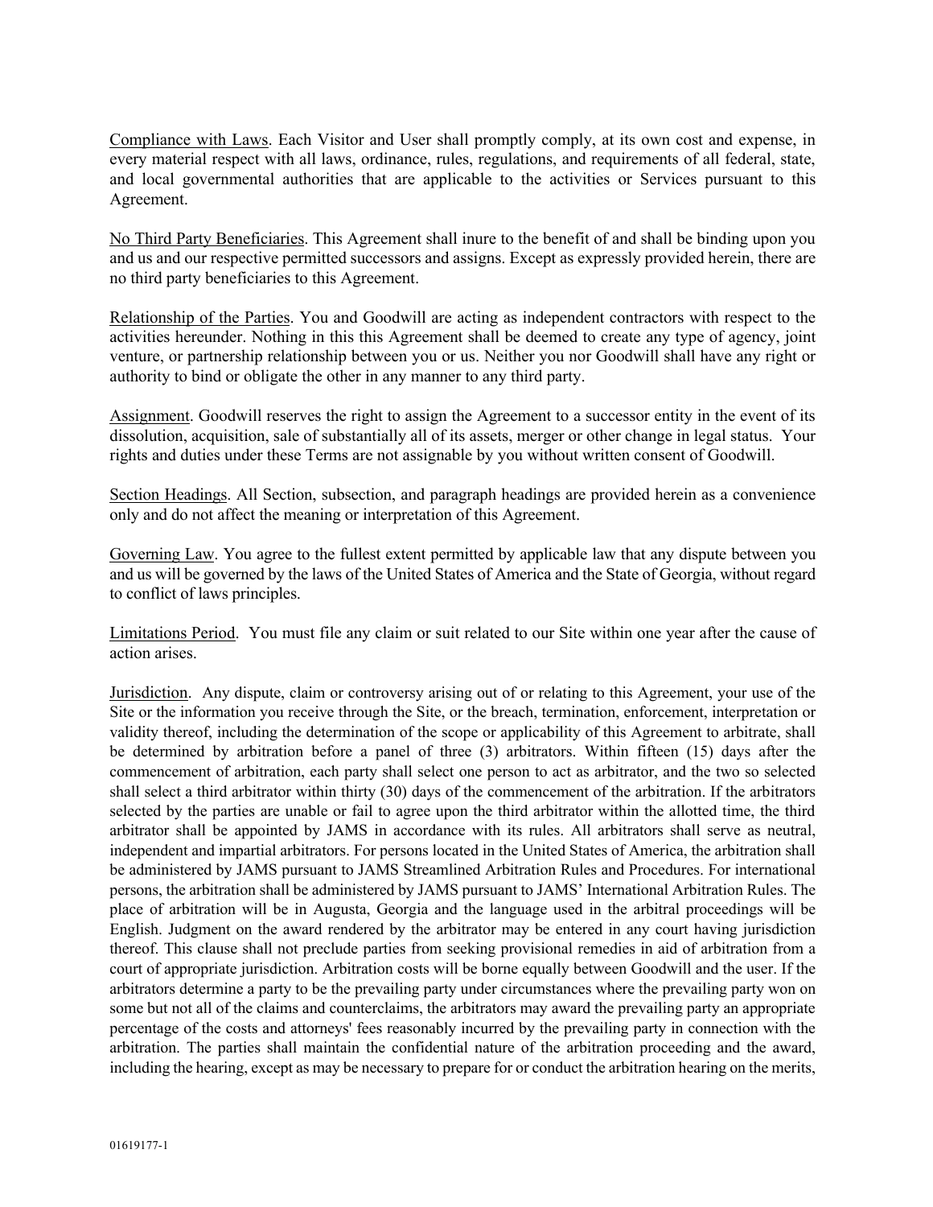<u>Compliance with Laws</u>. Each Visitor and User shall promptly comply, at its own cost and expense, in every material respect with all laws, ordinance, rules, regulations, and requirements of all federal, state, and local governmental authorities that are applicable to the activities or Services pursuant to this Agreement.

<u>No Third Party Beneficiaries</u>. This Agreement shall inure to the benefit of and shall be binding upon you and us and our respective permitted successors and assigns. Except as expressly provided herein, there are no third party beneficiaries to this Agreement.

<u>Relationship of the Parties</u>. You and Goodwill are acting as independent contractors with respect to the activities hereunder. Nothing in this this Agreement shall be deemed to create any type of agency, joint venture, or partnership relationship between you or us. Neither you nor Goodwill shall have any right or authority to bind or obligate the other in any manner to any third party.

<u>Assignment</u>. Goodwill reserves the right to assign the Agreement to a successor entity in the event of its dissolution, acquisition, sale of substantially all of its assets, merger or other change in legal status. Your rights and duties under these Terms are not assignable by you without written consent of Goodwill.

<u>Section Headings</u>. All Section, subsection, and paragraph headings are provided herein as a convenience only and do not affect the meaning or interpretation of this Agreement.

<u>Governing Law</u>. You agree to the fullest extent permitted by applicable law that any dispute between you and us will be governed by the laws of the United States of America and the State of Georgia, without regard to conflict of laws principles.

<u>Limitations Period</u>. You must file any claim or suit related to our Site within one year after the cause of action arises.

<u>Jurisdiction</u>. Any dispute, claim or controversy arising out of or relating to this Agreement, your use of the Site or the information you receive through the Site, or the breach, termination, enforcement, interpretation or validity thereof, including the determination of the scope or applicability of this Agreement to arbitrate, shall be determined by arbitration before a panel of three (3) arbitrators. Within fifteen (15) days after the commencement of arbitration, each party shall select one person to act as arbitrator, and the two so selected shall select a third arbitrator within thirty (30) days of the commencement of the arbitration. If the arbitrators selected by the parties are unable or fail to agree upon the third arbitrator within the allotted time, the third arbitrator shall be appointed by JAMS in accordance with its rules. All arbitrators shall serve as neutral, independent and impartial arbitrators. For persons located in the United States of America, the arbitration shall be administered by JAMS pursuant to JAMS Streamlined Arbitration Rules and Procedures. For international persons, the arbitration shall be administered by JAMS pursuant to JAMS' International Arbitration Rules. The place of arbitration will be in Augusta, Georgia and the language used in the arbitral proceedings will be English. Judgment on the award rendered by the arbitrator may be entered in any court having jurisdiction thereof. This clause shall not preclude parties from seeking provisional remedies in aid of arbitration from a court of appropriate jurisdiction. Arbitration costs will be borne equally between Goodwill and the user. If the arbitrators determine a party to be the prevailing party under circumstances where the prevailing party won on some but not all of the claims and counterclaims, the arbitrators may award the prevailing party an appropriate percentage of the costs and attorneys' fees reasonably incurred by the prevailing party in connection with the arbitration. The parties shall maintain the confidential nature of the arbitration proceeding and the award, including the hearing, except as may be necessary to prepare for or conduct the arbitration hearing on the merits,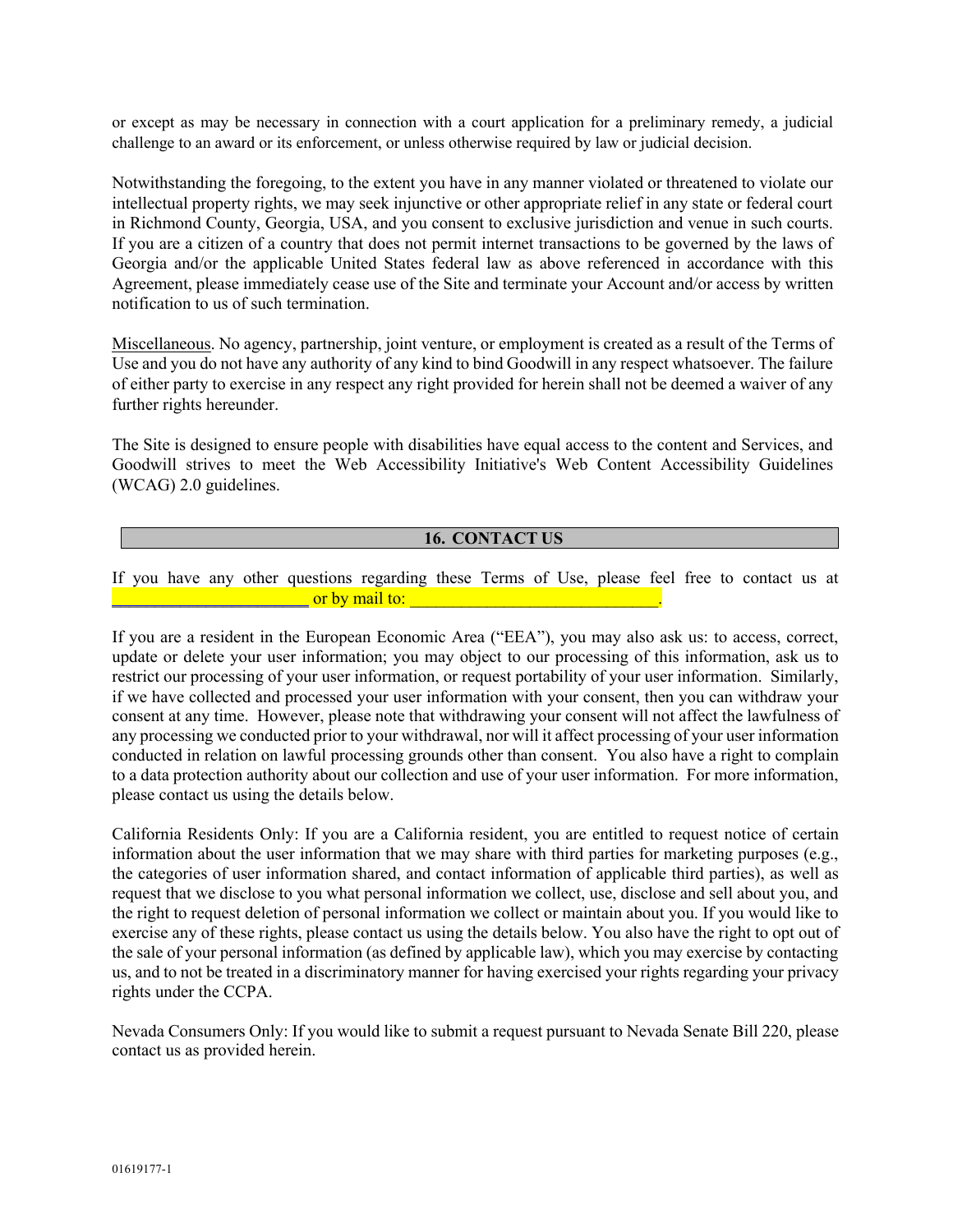or except as may be necessary in connection with a court application for a preliminary remedy, a judicial challenge to an award or its enforcement, or unless otherwise required by law or judicial decision.

Notwithstanding the foregoing, to the extent you have in any manner violated or threatened to violate our intellectual property rights, we may seek injunctive or other appropriate relief in any state or federal court in Richmond County, Georgia, USA, and you consent to exclusive jurisdiction and venue in such courts. If you are a citizen of a country that does not permit internet transactions to be governed by the laws of Georgia and/or the applicable United States federal law as above referenced in accordance with this Agreement, please immediately cease use of the Site and terminate your Account and/or access by written notification to us of such termination.

Miscellaneous. No agency, partnership, joint venture, or employment is created as a result of the Terms of Use and you do not have any authority of any kind to bind Goodwill in any respect whatsoever. The failure of either party to exercise in any respect any right provided for herein shall not be deemed a waiver of any further rights hereunder.

The Site is designed to ensure people with disabilities have equal access to the content and Services, and Goodwill strives to meet the Web Accessibility Initiative's Web Content Accessibility Guidelines (WCAG) 2.0 guidelines.

## 16. CONTACT US

If you have any other questions regarding these Terms of Use, please feel free to contact us at ______________________ or by mail to: ____________________________.

If you are a resident in the European Economic Area ("EEA"), you may also ask us: to access, correct, update or delete your user information; you may object to our processing of this information, ask us to restrict our processing of your user information, or request portability of your user information. Similarly, if we have collected and processed your user information with your consent, then you can withdraw your consent at any time. However, please note that withdrawing your consent will not affect the lawfulness of any processing we conducted prior to your withdrawal, nor will it affect processing of your user information conducted in relation on lawful processing grounds other than consent. You also have a right to complain to a data protection authority about our collection and use of your user information. For more information, please contact us using the details below.

California Residents Only: If you are a California resident, you are entitled to request notice of certain information about the user information that we may share with third parties for marketing purposes (e.g., the categories of user information shared, and contact information of applicable third parties), as well as request that we disclose to you what personal information we collect, use, disclose and sell about you, and the right to request deletion of personal information we collect or maintain about you. If you would like to exercise any of these rights, please contact us using the details below. You also have the right to opt out of the sale of your personal information (as defined by applicable law), which you may exercise by contacting us, and to not be treated in a discriminatory manner for having exercised your rights regarding your privacy rights under the CCPA.

Nevada Consumers Only: If you would like to submit a request pursuant to Nevada Senate Bill 220, please contact us as provided herein.

01619177-1